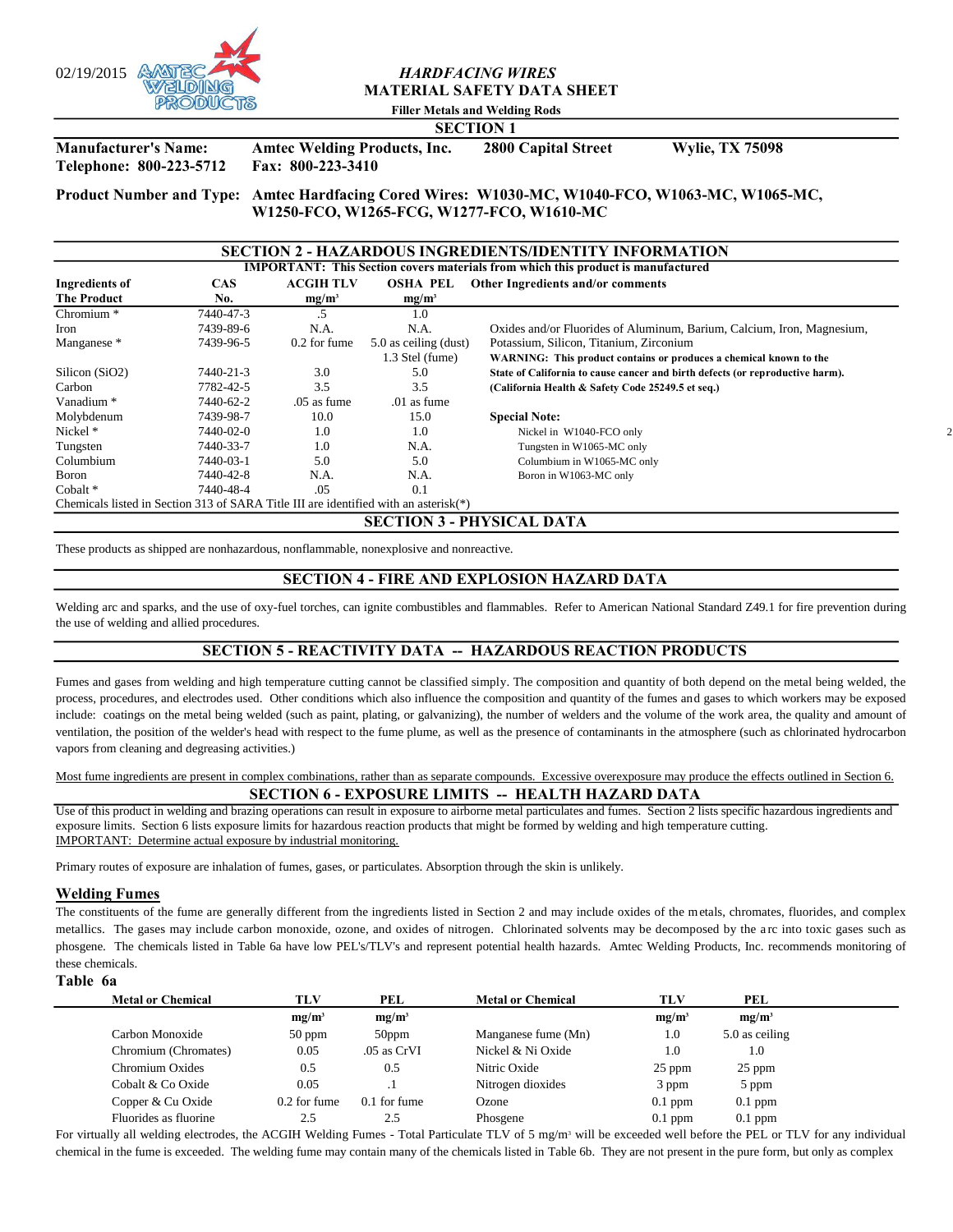02/19/2015

# *HARDFACING WIRES*
# MATERIAL SAFETY DATA SHEET

**Filler Metals and Welding Rods**

## SECTION 1

| | | | |
|---|---|---|---|
| **Manufacturer's Name:** | **Amtec Welding Products, Inc.** | **2800 Capital Street** | **Wylie, TX 75098** |
| **Telephone: 800-223-5712** | **Fax: 800-223-3410** | | |

**Product Number and Type:** **Amtec Hardfacing Cored Wires: W1030-MC, W1040-FCO, W1063-MC, W1065-MC, W1250-FCO, W1265-FCG, W1277-FCO, W1610-MC**

## SECTION 2 - HAZARDOUS INGREDIENTS/IDENTITY INFORMATION

**IMPORTANT: This Section covers materials from which this product is manufactured**

| Ingredients of The Product | CAS No. | ACGIH TLV mg/m³ | OSHA PEL mg/m³ | Other Ingredients and/or comments |
|---|---|---|---|---|
| Chromium * | 7440-47-3 | .5 | 1.0 | |
| Iron | 7439-89-6 | N.A. | N.A. | Oxides and/or Fluorides of Aluminum, Barium, Calcium, Iron, Magnesium, |
| Manganese * | 7439-96-5 | 0.2 for fume | 5.0 as ceiling (dust) 1.3 Stel (fume) | Potassium, Silicon, Titanium, Zirconium **WARNING: This product contains or produces a chemical known to the** |
| Silicon (SiO2) | 7440-21-3 | 3.0 | 5.0 | **State of California to cause cancer and birth defects (or reproductive harm).** |
| Carbon | 7782-42-5 | 3.5 | 3.5 | **(California Health & Safety Code 25249.5 et seq.)** |
| Vanadium * | 7440-62-2 | .05 as fume | .01 as fume | |
| Molybdenum | 7439-98-7 | 10.0 | 15.0 | **Special Note:** |
| Nickel * | 7440-02-0 | 1.0 | 1.0 | Nickel in W1040-FCO only |
| Tungsten | 7440-33-7 | 1.0 | N.A. | Tungsten in W1065-MC only |
| Columbium | 7440-03-1 | 5.0 | 5.0 | Columbium in W1065-MC only |
| Boron | 7440-42-8 | N.A. | N.A. | Boron in W1063-MC only |
| Cobalt * | 7440-48-4 | .05 | 0.1 | |

Chemicals listed in Section 313 of SARA Title III are identified with an asterisk(*)

## SECTION 3 - PHYSICAL DATA

These products as shipped are nonhazardous, nonflammable, nonexplosive and nonreactive.

## SECTION 4 - FIRE AND EXPLOSION HAZARD DATA

Welding arc and sparks, and the use of oxy-fuel torches, can ignite combustibles and flammables. Refer to American National Standard Z49.1 for fire prevention during the use of welding and allied procedures.

## SECTION 5 - REACTIVITY DATA -- HAZARDOUS REACTION PRODUCTS

Fumes and gases from welding and high temperature cutting cannot be classified simply. The composition and quantity of both depend on the metal being welded, the process, procedures, and electrodes used. Other conditions which also influence the composition and quantity of the fumes and gases to which workers may be exposed include: coatings on the metal being welded (such as paint, plating, or galvanizing), the number of welders and the volume of the work area, the quality and amount of ventilation, the position of the welder's head with respect to the fume plume, as well as the presence of contaminants in the atmosphere (such as chlorinated hydrocarbon vapors from cleaning and degreasing activities.)

Most fume ingredients are present in complex combinations, rather than as separate compounds. Excessive overexposure may produce the effects outlined in Section 6.

## SECTION 6 - EXPOSURE LIMITS -- HEALTH HAZARD DATA

Use of this product in welding and brazing operations can result in exposure to airborne metal particulates and fumes. Section 2 lists specific hazardous ingredients and exposure limits. Section 6 lists exposure limits for hazardous reaction products that might be formed by welding and high temperature cutting.
IMPORTANT: Determine actual exposure by industrial monitoring.

Primary routes of exposure are inhalation of fumes, gases, or particulates. Absorption through the skin is unlikely.

### Welding Fumes

The constituents of the fume are generally different from the ingredients listed in Section 2 and may include oxides of the metals, chromates, fluorides, and complex metallics. The gases may include carbon monoxide, ozone, and oxides of nitrogen. Chlorinated solvents may be decomposed by the arc into toxic gases such as phosgene. The chemicals listed in Table 6a have low PEL's/TLV's and represent potential health hazards. Amtec Welding Products, Inc. recommends monitoring of these chemicals.

**Table 6a**

| Metal or Chemical | TLV mg/m³ | PEL mg/m³ | Metal or Chemical | TLV mg/m³ | PEL mg/m³ |
|---|---|---|---|---|---|
| Carbon Monoxide | 50 ppm | 50ppm | Manganese fume (Mn) | 1.0 | 5.0 as ceiling |
| Chromium (Chromates) | 0.05 | .05 as CrVI | Nickel & Ni Oxide | 1.0 | 1.0 |
| Chromium Oxides | 0.5 | 0.5 | Nitric Oxide | 25 ppm | 25 ppm |
| Cobalt & Co Oxide | 0.05 | .1 | Nitrogen dioxides | 3 ppm | 5 ppm |
| Copper & Cu Oxide | 0.2 for fume | 0.1 for fume | Ozone | 0.1 ppm | 0.1 ppm |
| Fluorides as fluorine | 2.5 | 2.5 | Phosgene | 0.1 ppm | 0.1 ppm |

For virtually all welding electrodes, the ACGIH Welding Fumes - Total Particulate TLV of 5 mg/m³ will be exceeded well before the PEL or TLV for any individual chemical in the fume is exceeded. The welding fume may contain many of the chemicals listed in Table 6b. They are not present in the pure form, but only as complex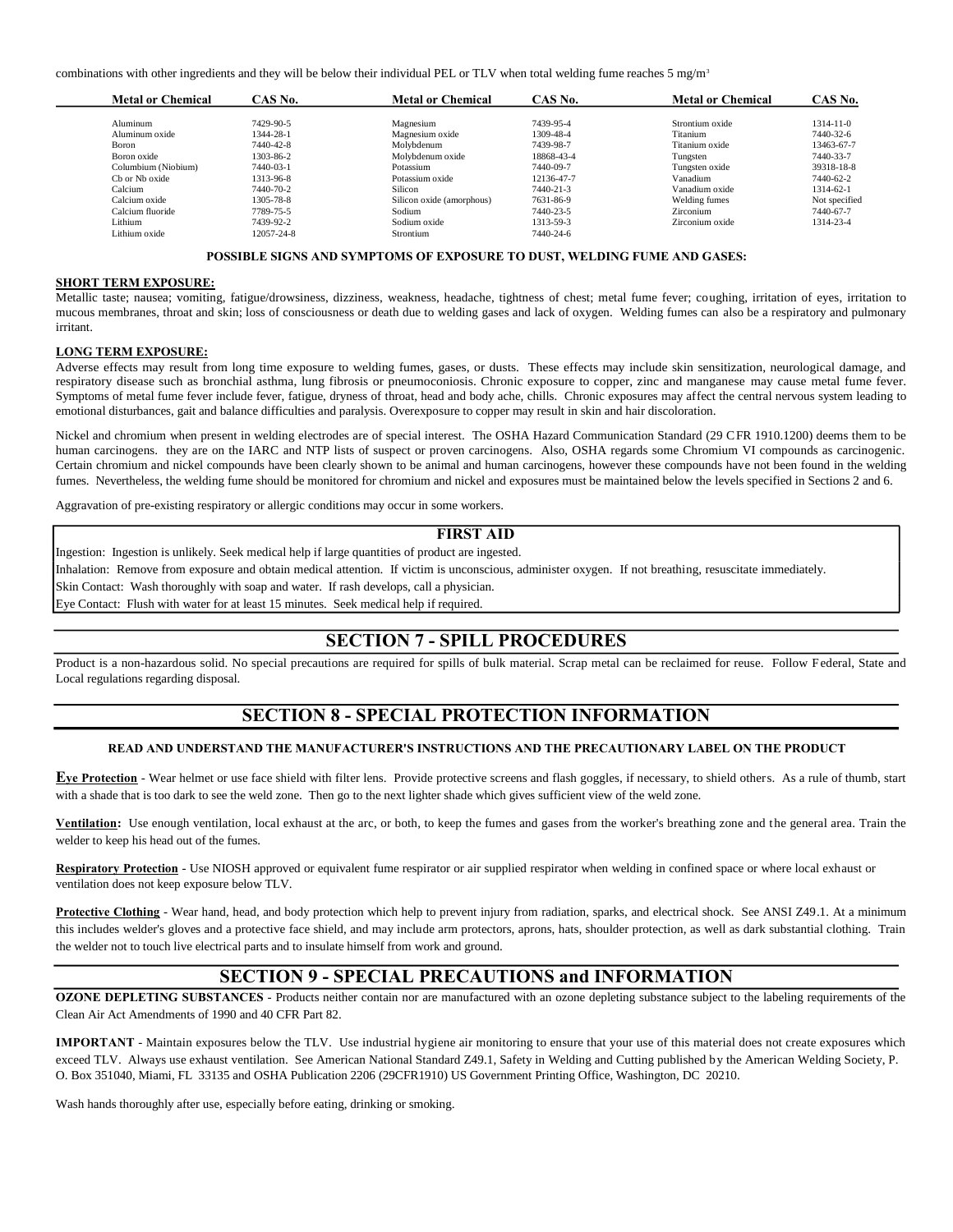combinations with other ingredients and they will be below their individual PEL or TLV when total welding fume reaches 5 mg/m$^3$

| Metal or Chemical | CAS No. | Metal or Chemical | CAS No. | Metal or Chemical | CAS No. |
|---|---|---|---|---|---|
| Aluminum | 7429-90-5 | Magnesium | 7439-95-4 | Strontium oxide | 1314-11-0 |
| Aluminum oxide | 1344-28-1 | Magnesium oxide | 1309-48-4 | Titanium | 7440-32-6 |
| Boron | 7440-42-8 | Molybdenum | 7439-98-7 | Titanium oxide | 13463-67-7 |
| Boron oxide | 1303-86-2 | Molybdenum oxide | 18868-43-4 | Tungsten | 7440-33-7 |
| Columbium (Niobium) | 7440-03-1 | Potassium | 7440-09-7 | Tungsten oxide | 39318-18-8 |
| Cb or Nb oxide | 1313-96-8 | Potassium oxide | 12136-47-7 | Vanadium | 7440-62-2 |
| Calcium | 7440-70-2 | Silicon | 7440-21-3 | Vanadium oxide | 1314-62-1 |
| Calcium oxide | 1305-78-8 | Silicon oxide (amorphous) | 7631-86-9 | Welding fumes | Not specified |
| Calcium fluoride | 7789-75-5 | Sodium | 7440-23-5 | Zirconium | 7440-67-7 |
| Lithium | 7439-92-2 | Sodium oxide | 1313-59-3 | Zirconium oxide | 1314-23-4 |
| Lithium oxide | 12057-24-8 | Strontium | 7440-24-6 | | |

**POSSIBLE SIGNS AND SYMPTOMS OF EXPOSURE TO DUST, WELDING FUME AND GASES:**

**SHORT TERM EXPOSURE:**

Metallic taste; nausea; vomiting, fatigue/drowsiness, dizziness, weakness, headache, tightness of chest; metal fume fever; coughing, irritation of eyes, irritation to mucous membranes, throat and skin; loss of consciousness or death due to welding gases and lack of oxygen. Welding fumes can also be a respiratory and pulmonary irritant.

**LONG TERM EXPOSURE:**

Adverse effects may result from long time exposure to welding fumes, gases, or dusts. These effects may include skin sensitization, neurological damage, and respiratory disease such as bronchial asthma, lung fibrosis or pneumoconiosis. Chronic exposure to copper, zinc and manganese may cause metal fume fever. Symptoms of metal fume fever include fever, fatigue, dryness of throat, head and body ache, chills. Chronic exposures may affect the central nervous system leading to emotional disturbances, gait and balance difficulties and paralysis. Overexposure to copper may result in skin and hair discoloration.

Nickel and chromium when present in welding electrodes are of special interest. The OSHA Hazard Communication Standard (29 CFR 1910.1200) deems them to be human carcinogens. they are on the IARC and NTP lists of suspect or proven carcinogens. Also, OSHA regards some Chromium VI compounds as carcinogenic. Certain chromium and nickel compounds have been clearly shown to be animal and human carcinogens, however these compounds have not been found in the welding fumes. Nevertheless, the welding fume should be monitored for chromium and nickel and exposures must be maintained below the levels specified in Sections 2 and 6.

Aggravation of pre-existing respiratory or allergic conditions may occur in some workers.

**FIRST AID**

Ingestion: Ingestion is unlikely. Seek medical help if large quantities of product are ingested.

Inhalation: Remove from exposure and obtain medical attention. If victim is unconscious, administer oxygen. If not breathing, resuscitate immediately.

Skin Contact: Wash thoroughly with soap and water. If rash develops, call a physician.

Eye Contact: Flush with water for at least 15 minutes. Seek medical help if required.

## SECTION 7 - SPILL PROCEDURES

Product is a non-hazardous solid. No special precautions are required for spills of bulk material. Scrap metal can be reclaimed for reuse. Follow Federal, State and Local regulations regarding disposal.

## SECTION 8 - SPECIAL PROTECTION INFORMATION

**READ AND UNDERSTAND THE MANUFACTURER'S INSTRUCTIONS AND THE PRECAUTIONARY LABEL ON THE PRODUCT**

**Eye Protection** - Wear helmet or use face shield with filter lens. Provide protective screens and flash goggles, if necessary, to shield others. As a rule of thumb, start with a shade that is too dark to see the weld zone. Then go to the next lighter shade which gives sufficient view of the weld zone.

**Ventilation:** Use enough ventilation, local exhaust at the arc, or both, to keep the fumes and gases from the worker's breathing zone and the general area. Train the welder to keep his head out of the fumes.

**Respiratory Protection** - Use NIOSH approved or equivalent fume respirator or air supplied respirator when welding in confined space or where local exhaust or ventilation does not keep exposure below TLV.

**Protective Clothing** - Wear hand, head, and body protection which help to prevent injury from radiation, sparks, and electrical shock. See ANSI Z49.1. At a minimum this includes welder's gloves and a protective face shield, and may include arm protectors, aprons, hats, shoulder protection, as well as dark substantial clothing. Train the welder not to touch live electrical parts and to insulate himself from work and ground.

## SECTION 9 - SPECIAL PRECAUTIONS and INFORMATION

**OZONE DEPLETING SUBSTANCES** - Products neither contain nor are manufactured with an ozone depleting substance subject to the labeling requirements of the Clean Air Act Amendments of 1990 and 40 CFR Part 82.

**IMPORTANT** - Maintain exposures below the TLV. Use industrial hygiene air monitoring to ensure that your use of this material does not create exposures which exceed TLV. Always use exhaust ventilation. See American National Standard Z49.1, Safety in Welding and Cutting published by the American Welding Society, P. O. Box 351040, Miami, FL 33135 and OSHA Publication 2206 (29CFR1910) US Government Printing Office, Washington, DC 20210.

Wash hands thoroughly after use, especially before eating, drinking or smoking.